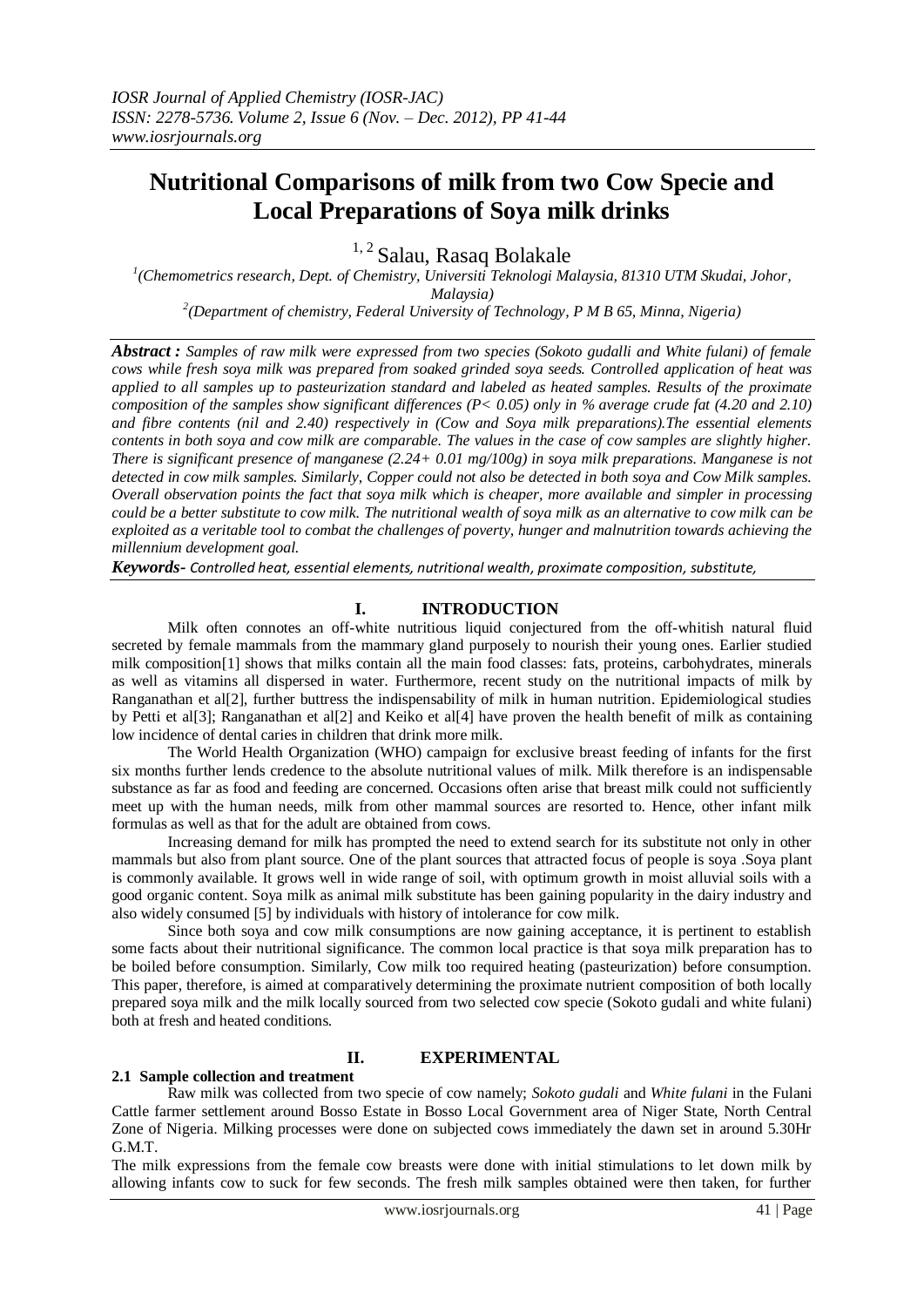# Nutritional Comparisons of milk from two Cow Specie and Local Preparations of Soya milk drinks

[1, 2] Salau, Rasaq Bolakale

[1](Chemometrics research, Dept. of Chemistry, Universiti Teknologi Malaysia, 81310 UTM Skudai, Johor, Malaysia)

[2](Department of chemistry, Federal University of Technology, P M B 65, Minna, Nigeria)

***Abstract :*** *Samples of raw milk were expressed from two species (Sokoto gudalli and White fulani) of female cows while fresh soya milk was prepared from soaked grinded soya seeds. Controlled application of heat was applied to all samples up to pasteurization standard and labeled as heated samples. Results of the proximate composition of the samples show significant differences (P< 0.05) only in % average crude fat (4.20 and 2.10) and fibre contents (nil and 2.40) respectively in (Cow and Soya milk preparations).The essential elements contents in both soya and cow milk are comparable. The values in the case of cow samples are slightly higher. There is significant presence of manganese (2.24+ 0.01 mg/100g) in soya milk preparations. Manganese is not detected in cow milk samples. Similarly, Copper could not also be detected in both soya and Cow Milk samples. Overall observation points the fact that soya milk which is cheaper, more available and simpler in processing could be a better substitute to cow milk. The nutritional wealth of soya milk as an alternative to cow milk can be exploited as a veritable tool to combat the challenges of poverty, hunger and malnutrition towards achieving the millennium development goal.*

***Keywords-*** *Controlled heat, essential elements, nutritional wealth, proximate composition, substitute,*

## I. INTRODUCTION

Milk often connotes an off-white nutritious liquid conjectured from the off-whitish natural fluid secreted by female mammals from the mammary gland purposely to nourish their young ones. Earlier studied milk composition[1] shows that milks contain all the main food classes: fats, proteins, carbohydrates, minerals as well as vitamins all dispersed in water. Furthermore, recent study on the nutritional impacts of milk by Ranganathan et al[2], further buttress the indispensability of milk in human nutrition. Epidemiological studies by Petti et al[3]; Ranganathan et al[2] and Keiko et al[4] have proven the health benefit of milk as containing low incidence of dental caries in children that drink more milk.

The World Health Organization (WHO) campaign for exclusive breast feeding of infants for the first six months further lends credence to the absolute nutritional values of milk. Milk therefore is an indispensable substance as far as food and feeding are concerned. Occasions often arise that breast milk could not sufficiently meet up with the human needs, milk from other mammal sources are resorted to. Hence, other infant milk formulas as well as that for the adult are obtained from cows.

Increasing demand for milk has prompted the need to extend search for its substitute not only in other mammals but also from plant source. One of the plant sources that attracted focus of people is soya .Soya plant is commonly available. It grows well in wide range of soil, with optimum growth in moist alluvial soils with a good organic content. Soya milk as animal milk substitute has been gaining popularity in the dairy industry and also widely consumed [5] by individuals with history of intolerance for cow milk.

Since both soya and cow milk consumptions are now gaining acceptance, it is pertinent to establish some facts about their nutritional significance. The common local practice is that soya milk preparation has to be boiled before consumption. Similarly, Cow milk too required heating (pasteurization) before consumption. This paper, therefore, is aimed at comparatively determining the proximate nutrient composition of both locally prepared soya milk and the milk locally sourced from two selected cow specie (Sokoto gudali and white fulani) both at fresh and heated conditions.

## II. EXPERIMENTAL

### 2.1 Sample collection and treatment

Raw milk was collected from two specie of cow namely; *Sokoto gudali* and *White fulani* in the Fulani Cattle farmer settlement around Bosso Estate in Bosso Local Government area of Niger State, North Central Zone of Nigeria. Milking processes were done on subjected cows immediately the dawn set in around 5.30Hr G.M.T.

The milk expressions from the female cow breasts were done with initial stimulations to let down milk by allowing infants cow to suck for few seconds. The fresh milk samples obtained were then taken, for further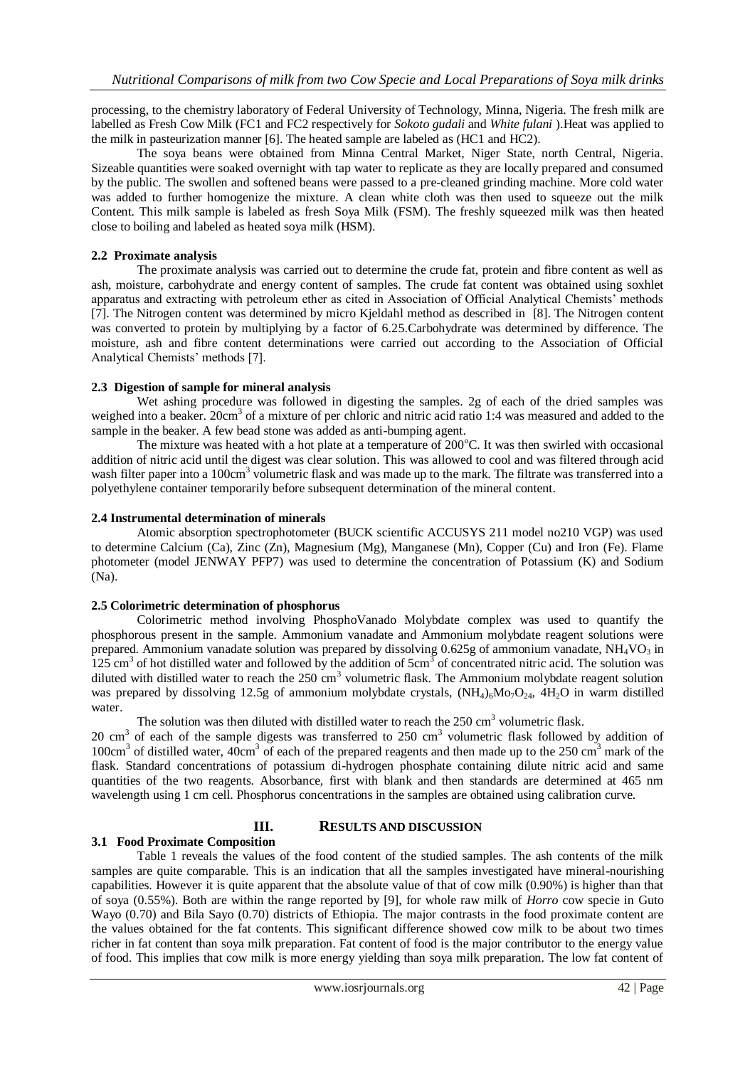processing, to the chemistry laboratory of Federal University of Technology, Minna, Nigeria. The fresh milk are labelled as Fresh Cow Milk (FC1 and FC2 respectively for *Sokoto gudali* and *White fulani* ).Heat was applied to the milk in pasteurization manner [6]. The heated sample are labeled as (HC1 and HC2).

The soya beans were obtained from Minna Central Market, Niger State, north Central, Nigeria. Sizeable quantities were soaked overnight with tap water to replicate as they are locally prepared and consumed by the public. The swollen and softened beans were passed to a pre-cleaned grinding machine. More cold water was added to further homogenize the mixture. A clean white cloth was then used to squeeze out the milk Content. This milk sample is labeled as fresh Soya Milk (FSM). The freshly squeezed milk was then heated close to boiling and labeled as heated soya milk (HSM).

### 2.2 Proximate analysis

The proximate analysis was carried out to determine the crude fat, protein and fibre content as well as ash, moisture, carbohydrate and energy content of samples. The crude fat content was obtained using soxhlet apparatus and extracting with petroleum ether as cited in Association of Official Analytical Chemists' methods [7]. The Nitrogen content was determined by micro Kjeldahl method as described in [8]. The Nitrogen content was converted to protein by multiplying by a factor of 6.25.Carbohydrate was determined by difference. The moisture, ash and fibre content determinations were carried out according to the Association of Official Analytical Chemists' methods [7].

### 2.3 Digestion of sample for mineral analysis

Wet ashing procedure was followed in digesting the samples. 2g of each of the dried samples was weighed into a beaker. 20cm$^3$ of a mixture of per chloric and nitric acid ratio 1:4 was measured and added to the sample in the beaker. A few bead stone was added as anti-bumping agent.

The mixture was heated with a hot plate at a temperature of 200$^o$C. It was then swirled with occasional addition of nitric acid until the digest was clear solution. This was allowed to cool and was filtered through acid wash filter paper into a 100cm$^3$ volumetric flask and was made up to the mark. The filtrate was transferred into a polyethylene container temporarily before subsequent determination of the mineral content.

### 2.4 Instrumental determination of minerals

Atomic absorption spectrophotometer (BUCK scientific ACCUSYS 211 model no210 VGP) was used to determine Calcium (Ca), Zinc (Zn), Magnesium (Mg), Manganese (Mn), Copper (Cu) and Iron (Fe). Flame photometer (model JENWAY PFP7) was used to determine the concentration of Potassium (K) and Sodium (Na).

### 2.5 Colorimetric determination of phosphorus

Colorimetric method involving PhosphoVanado Molybdate complex was used to quantify the phosphorous present in the sample. Ammonium vanadate and Ammonium molybdate reagent solutions were prepared. Ammonium vanadate solution was prepared by dissolving 0.625g of ammonium vanadate, $NH_4VO_3$ in 125 cm$^3$ of hot distilled water and followed by the addition of 5cm$^3$ of concentrated nitric acid. The solution was diluted with distilled water to reach the 250 cm$^3$ volumetric flask. The Ammonium molybdate reagent solution was prepared by dissolving 12.5g of ammonium molybdate crystals, $(NH_4)_6Mo_7O_{24}$, $4H_2O$ in warm distilled water.

The solution was then diluted with distilled water to reach the 250 cm$^3$ volumetric flask.

20 cm$^3$ of each of the sample digests was transferred to 250 cm$^3$ volumetric flask followed by addition of 100cm$^3$ of distilled water, 40cm$^3$ of each of the prepared reagents and then made up to the 250 cm$^3$ mark of the flask. Standard concentrations of potassium di-hydrogen phosphate containing dilute nitric acid and same quantities of the two reagents. Absorbance, first with blank and then standards are determined at 465 nm wavelength using 1 cm cell. Phosphorus concentrations in the samples are obtained using calibration curve.

## III. RESULTS AND DISCUSSION

### 3.1 Food Proximate Composition

Table 1 reveals the values of the food content of the studied samples. The ash contents of the milk samples are quite comparable. This is an indication that all the samples investigated have mineral-nourishing capabilities. However it is quite apparent that the absolute value of that of cow milk (0.90%) is higher than that of soya (0.55%). Both are within the range reported by [9], for whole raw milk of *Horro* cow specie in Guto Wayo (0.70) and Bila Sayo (0.70) districts of Ethiopia. The major contrasts in the food proximate content are the values obtained for the fat contents. This significant difference showed cow milk to be about two times richer in fat content than soya milk preparation. Fat content of food is the major contributor to the energy value of food. This implies that cow milk is more energy yielding than soya milk preparation. The low fat content of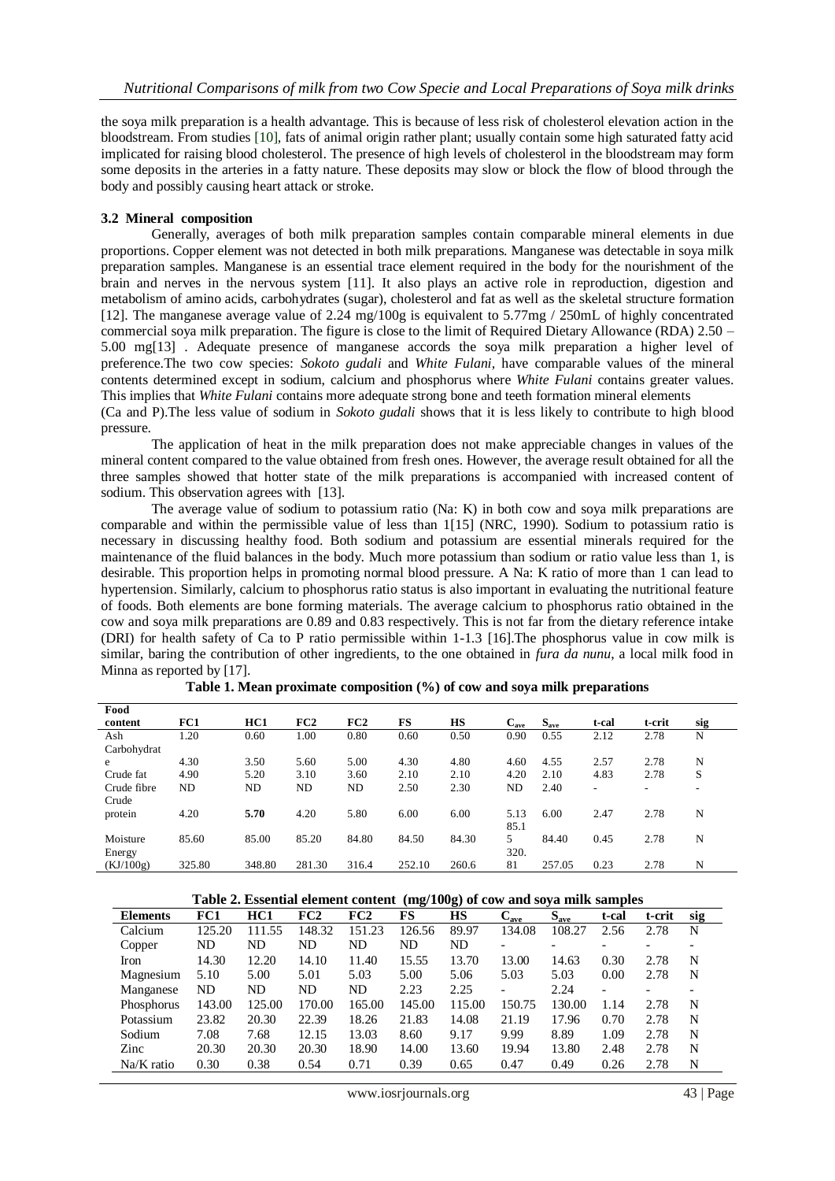the soya milk preparation is a health advantage. This is because of less risk of cholesterol elevation action in the bloodstream. From studies [10], fats of animal origin rather plant; usually contain some high saturated fatty acid implicated for raising blood cholesterol. The presence of high levels of cholesterol in the bloodstream may form some deposits in the arteries in a fatty nature. These deposits may slow or block the flow of blood through the body and possibly causing heart attack or stroke.

### 3.2 Mineral composition

Generally, averages of both milk preparation samples contain comparable mineral elements in due proportions. Copper element was not detected in both milk preparations. Manganese was detectable in soya milk preparation samples. Manganese is an essential trace element required in the body for the nourishment of the brain and nerves in the nervous system [11]. It also plays an active role in reproduction, digestion and metabolism of amino acids, carbohydrates (sugar), cholesterol and fat as well as the skeletal structure formation [12]. The manganese average value of 2.24 mg/100g is equivalent to 5.77mg / 250mL of highly concentrated commercial soya milk preparation. The figure is close to the limit of Required Dietary Allowance (RDA) 2.50 – 5.00 mg[13] . Adequate presence of manganese accords the soya milk preparation a higher level of preference.The two cow species: *Sokoto gudali* and *White Fulani*, have comparable values of the mineral contents determined except in sodium, calcium and phosphorus where *White Fulani* contains greater values. This implies that *White Fulani* contains more adequate strong bone and teeth formation mineral elements (Ca and P).The less value of sodium in *Sokoto gudali* shows that it is less likely to contribute to high blood pressure.

The application of heat in the milk preparation does not make appreciable changes in values of the mineral content compared to the value obtained from fresh ones. However, the average result obtained for all the three samples showed that hotter state of the milk preparations is accompanied with increased content of sodium. This observation agrees with [13].

The average value of sodium to potassium ratio (Na: K) in both cow and soya milk preparations are comparable and within the permissible value of less than 1[15] (NRC, 1990). Sodium to potassium ratio is necessary in discussing healthy food. Both sodium and potassium are essential minerals required for the maintenance of the fluid balances in the body. Much more potassium than sodium or ratio value less than 1, is desirable. This proportion helps in promoting normal blood pressure. A Na: K ratio of more than 1 can lead to hypertension. Similarly, calcium to phosphorus ratio status is also important in evaluating the nutritional feature of foods. Both elements are bone forming materials. The average calcium to phosphorus ratio obtained in the cow and soya milk preparations are 0.89 and 0.83 respectively. This is not far from the dietary reference intake (DRI) for health safety of Ca to P ratio permissible within 1-1.3 [16].The phosphorus value in cow milk is similar, baring the contribution of other ingredients, to the one obtained in *fura da nunu*, a local milk food in Minna as reported by [17].

**Table 1. Mean proximate composition (%) of cow and soya milk preparations**

| Food content | FC1 | HC1 | FC2 | FC2 | FS | HS | $C_{ave}$ | $S_{ave}$ | t-cal | t-crit | sig |
|---|---|---|---|---|---|---|---|---|---|---|---|
| Ash | 1.20 | 0.60 | 1.00 | 0.80 | 0.60 | 0.50 | 0.90 | 0.55 | 2.12 | 2.78 | N |
| Carbohydrate | 4.30 | 3.50 | 5.60 | 5.00 | 4.30 | 4.80 | 4.60 | 4.55 | 2.57 | 2.78 | N |
| Crude fat | 4.90 | 5.20 | 3.10 | 3.60 | 2.10 | 2.10 | 4.20 | 2.10 | 4.83 | 2.78 | S |
| Crude fibre | ND | ND | ND | ND | 2.50 | 2.30 | ND | 2.40 | - | - | - |
| Crude protein | 4.20 | **5.70** | 4.20 | 5.80 | 6.00 | 6.00 | 5.13 | 6.00 | 2.47 | 2.78 | N |
| Moisture | 85.60 | 85.00 | 85.20 | 84.80 | 84.50 | 84.30 | 85.15 | 84.40 | 0.45 | 2.78 | N |
| Energy (KJ/100g) | 325.80 | 348.80 | 281.30 | 316.4 | 252.10 | 260.6 | 320.81 | 257.05 | 0.23 | 2.78 | N |

**Table 2. Essential element content (mg/100g) of cow and soya milk samples**

| Elements | FC1 | HC1 | FC2 | FC2 | FS | HS | $C_{ave}$ | $S_{ave}$ | t-cal | t-crit | sig |
|---|---|---|---|---|---|---|---|---|---|---|---|
| Calcium | 125.20 | 111.55 | 148.32 | 151.23 | 126.56 | 89.97 | 134.08 | 108.27 | 2.56 | 2.78 | N |
| Copper | ND | ND | ND | ND | ND | ND | - | - | - | - | - |
| Iron | 14.30 | 12.20 | 14.10 | 11.40 | 15.55 | 13.70 | 13.00 | 14.63 | 0.30 | 2.78 | N |
| Magnesium | 5.10 | 5.00 | 5.01 | 5.03 | 5.00 | 5.06 | 5.03 | 5.03 | 0.00 | 2.78 | N |
| Manganese | ND | ND | ND | ND | 2.23 | 2.25 | - | 2.24 | - | - | - |
| Phosphorus | 143.00 | 125.00 | 170.00 | 165.00 | 145.00 | 115.00 | 150.75 | 130.00 | 1.14 | 2.78 | N |
| Potassium | 23.82 | 20.30 | 22.39 | 18.26 | 21.83 | 14.08 | 21.19 | 17.96 | 0.70 | 2.78 | N |
| Sodium | 7.08 | 7.68 | 12.15 | 13.03 | 8.60 | 9.17 | 9.99 | 8.89 | 1.09 | 2.78 | N |
| Zinc | 20.30 | 20.30 | 20.30 | 18.90 | 14.00 | 13.60 | 19.94 | 13.80 | 2.48 | 2.78 | N |
| Na/K ratio | 0.30 | 0.38 | 0.54 | 0.71 | 0.39 | 0.65 | 0.47 | 0.49 | 0.26 | 2.78 | N |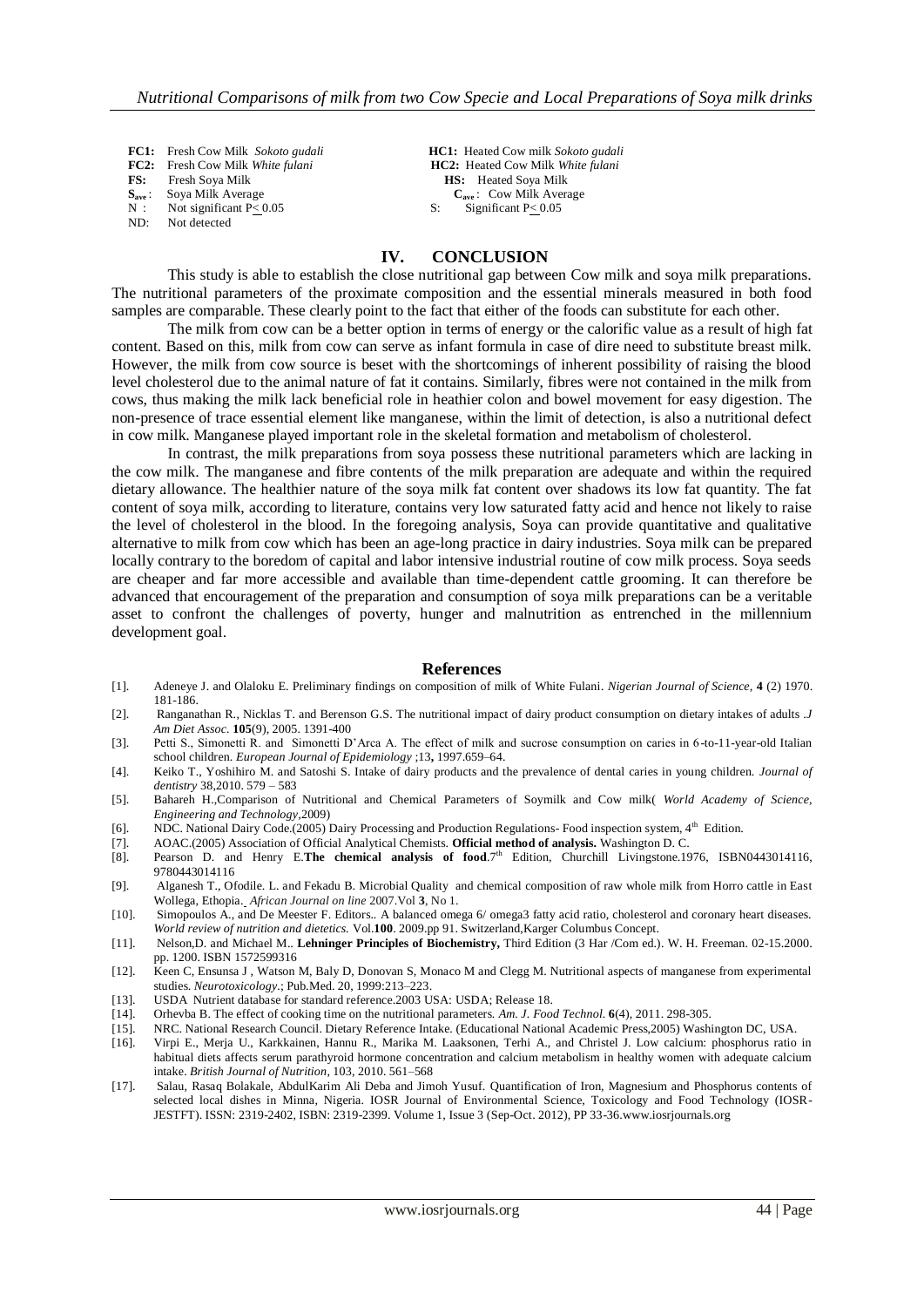**FC1:** Fresh Cow Milk *Sokoto gudali*
**FC2:** Fresh Cow Milk *White fulani*
**FS:** Fresh Soya Milk
**$S_{ave}$:** Soya Milk Average
N : Not significant $P \leq 0.05$
ND: Not detected

**HC1:** Heated Cow milk *Sokoto gudali*
**HC2:** Heated Cow Milk *White fulani*
**HS:** Heated Soya Milk
**$C_{ave}$**: Cow Milk Average
S: Significant $P \leq 0.05$

## IV. CONCLUSION

This study is able to establish the close nutritional gap between Cow milk and soya milk preparations. The nutritional parameters of the proximate composition and the essential minerals measured in both food samples are comparable. These clearly point to the fact that either of the foods can substitute for each other.

The milk from cow can be a better option in terms of energy or the calorific value as a result of high fat content. Based on this, milk from cow can serve as infant formula in case of dire need to substitute breast milk. However, the milk from cow source is beset with the shortcomings of inherent possibility of raising the blood level cholesterol due to the animal nature of fat it contains. Similarly, fibres were not contained in the milk from cows, thus making the milk lack beneficial role in heathier colon and bowel movement for easy digestion. The non-presence of trace essential element like manganese, within the limit of detection, is also a nutritional defect in cow milk. Manganese played important role in the skeletal formation and metabolism of cholesterol.

In contrast, the milk preparations from soya possess these nutritional parameters which are lacking in the cow milk. The manganese and fibre contents of the milk preparation are adequate and within the required dietary allowance. The healthier nature of the soya milk fat content over shadows its low fat quantity. The fat content of soya milk, according to literature, contains very low saturated fatty acid and hence not likely to raise the level of cholesterol in the blood. In the foregoing analysis, Soya can provide quantitative and qualitative alternative to milk from cow which has been an age-long practice in dairy industries. Soya milk can be prepared locally contrary to the boredom of capital and labor intensive industrial routine of cow milk process. Soya seeds are cheaper and far more accessible and available than time-dependent cattle grooming. It can therefore be advanced that encouragement of the preparation and consumption of soya milk preparations can be a veritable asset to confront the challenges of poverty, hunger and malnutrition as entrenched in the millennium development goal.

## References

[1]. Adeneye J. and Olaloku E. Preliminary findings on composition of milk of White Fulani. *Nigerian Journal of Science*, **4** (2) 1970. 181-186.

[2]. Ranganathan R., Nicklas T. and Berenson G.S. The nutritional impact of dairy product consumption on dietary intakes of adults .*J Am Diet Assoc*. **105**(9), 2005. 1391-400

[3]. Petti S., Simonetti R. and Simonetti D'Arca A. The effect of milk and sucrose consumption on caries in 6-to-11-year-old Italian school children. *European Journal of Epidemiology* ;13**,** 1997.659–64.

[4]. Keiko T., Yoshihiro M. and Satoshi S. Intake of dairy products and the prevalence of dental caries in young children. *Journal of dentistry* 38,2010. 579 – 583

[5]. Bahareh H.,Comparison of Nutritional and Chemical Parameters of Soymilk and Cow milk( *World Academy of Science, Engineering and Technology*,2009)

[6]. NDC. National Dairy Code.(2005) Dairy Processing and Production Regulations- Food inspection system, 4th Edition.

[7]. AOAC.(2005) Association of Official Analytical Chemists. **Official method of analysis.** Washington D. C.

[8]. Pearson D. and Henry E.**The chemical analysis of food**.7th Edition, Churchill Livingstone.1976, ISBN0443014116, 9780443014116

[9]. Alganesh T., Ofodile. L. and Fekadu B. Microbial Quality and chemical composition of raw whole milk from Horro cattle in East Wollega, Ethopia.. *African Journal on line* 2007.Vol **3**, No 1.

[10]. Simopoulos A., and De Meester F. Editors.. A balanced omega 6/ omega3 fatty acid ratio, cholesterol and coronary heart diseases. *World review of nutrition and dietetics.* Vol.**100**. 2009.pp 91. Switzerland,Karger Columbus Concept.

[11]. Nelson,D. and Michael M.. **Lehninger Principles of Biochemistry,** Third Edition (3 Har /Com ed.). W. H. Freeman. 02-15.2000. pp. 1200. ISBN 1572599316

[12]. Keen C, Ensunsa J , Watson M, Baly D, Donovan S, Monaco M and Clegg M. Nutritional aspects of manganese from experimental studies. *Neurotoxicology.*; Pub.Med. 20, 1999:213–223.

[13]. USDA Nutrient database for standard reference.2003 USA: USDA; Release 18.

[14]. Orhevba B. The effect of cooking time on the nutritional parameters. *Am. J. Food Technol.* **6**(4), 2011. 298-305.

[15]. NRC. National Research Council. Dietary Reference Intake. (Educational National Academic Press,2005) Washington DC, USA.

[16]. Virpi E., Merja U., Karkkainen, Hannu R., Marika M. Laaksonen, Terhi A., and Christel J. Low calcium: phosphorus ratio in habitual diets affects serum parathyroid hormone concentration and calcium metabolism in healthy women with adequate calcium intake. *British Journal of Nutrition*, 103, 2010. 561–568

[17]. Salau, Rasaq Bolakale, AbdulKarim Ali Deba and Jimoh Yusuf. Quantification of Iron, Magnesium and Phosphorus contents of selected local dishes in Minna, Nigeria. IOSR Journal of Environmental Science, Toxicology and Food Technology (IOSR-JESTFT). ISSN: 2319-2402, ISBN: 2319-2399. Volume 1, Issue 3 (Sep-Oct. 2012), PP 33-36.www.iosrjournals.org